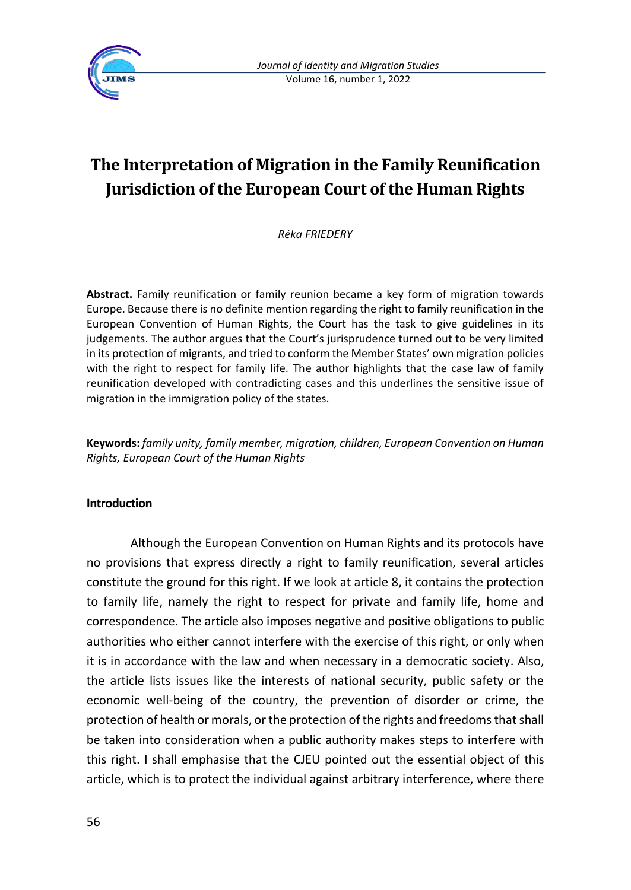# The Interpretation of Migration in the Family Reunification Jurisdiction of the European Court of the Human Rights

*Réka FRIEDERY*

**Abstract.** Family reunification or family reunion became a key form of migration towards Europe. Because there is no definite mention regarding the right to family reunification in the European Convention of Human Rights, the Court has the task to give guidelines in its judgements. The author argues that the Court's jurisprudence turned out to be very limited in its protection of migrants, and tried to conform the Member States' own migration policies with the right to respect for family life. The author highlights that the case law of family reunification developed with contradicting cases and this underlines the sensitive issue of migration in the immigration policy of the states.

**Keywords:** *family unity, family member, migration, children, European Convention on Human Rights, European Court of the Human Rights*

## Introduction

Although the European Convention on Human Rights and its protocols have no provisions that express directly a right to family reunification, several articles constitute the ground for this right. If we look at article 8, it contains the protection to family life, namely the right to respect for private and family life, home and correspondence. The article also imposes negative and positive obligations to public authorities who either cannot interfere with the exercise of this right, or only when it is in accordance with the law and when necessary in a democratic society. Also, the article lists issues like the interests of national security, public safety or the economic well-being of the country, the prevention of disorder or crime, the protection of health or morals, or the protection of the rights and freedoms that shall be taken into consideration when a public authority makes steps to interfere with this right. I shall emphasise that the CJEU pointed out the essential object of this article, which is to protect the individual against arbitrary interference, where there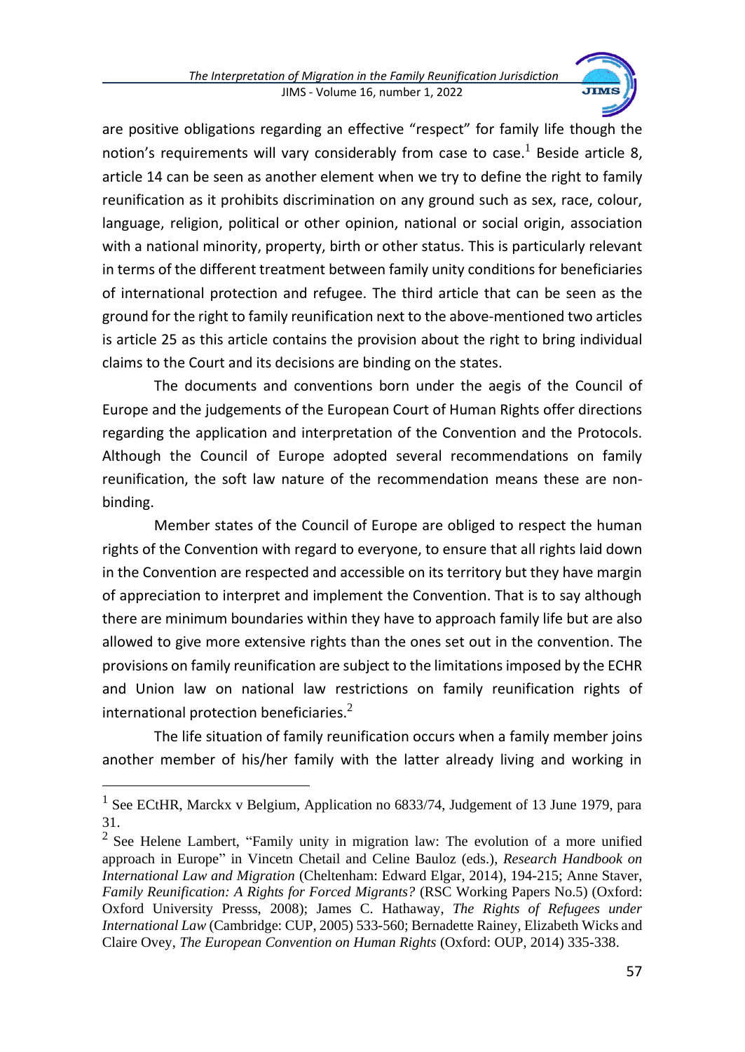are positive obligations regarding an effective "respect" for family life though the notion's requirements will vary considerably from case to case.[1] Beside article 8, article 14 can be seen as another element when we try to define the right to family reunification as it prohibits discrimination on any ground such as sex, race, colour, language, religion, political or other opinion, national or social origin, association with a national minority, property, birth or other status. This is particularly relevant in terms of the different treatment between family unity conditions for beneficiaries of international protection and refugee. The third article that can be seen as the ground for the right to family reunification next to the above-mentioned two articles is article 25 as this article contains the provision about the right to bring individual claims to the Court and its decisions are binding on the states.

The documents and conventions born under the aegis of the Council of Europe and the judgements of the European Court of Human Rights offer directions regarding the application and interpretation of the Convention and the Protocols. Although the Council of Europe adopted several recommendations on family reunification, the soft law nature of the recommendation means these are non-binding.

Member states of the Council of Europe are obliged to respect the human rights of the Convention with regard to everyone, to ensure that all rights laid down in the Convention are respected and accessible on its territory but they have margin of appreciation to interpret and implement the Convention. That is to say although there are minimum boundaries within they have to approach family life but are also allowed to give more extensive rights than the ones set out in the convention. The provisions on family reunification are subject to the limitations imposed by the ECHR and Union law on national law restrictions on family reunification rights of international protection beneficiaries.[2]

The life situation of family reunification occurs when a family member joins another member of his/her family with the latter already living and working in

---

[1] See ECtHR, Marckx v Belgium, Application no 6833/74, Judgement of 13 June 1979, para 31.

[2] See Helene Lambert, "Family unity in migration law: The evolution of a more unified approach in Europe" in Vincetn Chetail and Celine Bauloz (eds.), *Research Handbook on International Law and Migration* (Cheltenham: Edward Elgar, 2014), 194-215; Anne Staver, *Family Reunification: A Rights for Forced Migrants?* (RSC Working Papers No.5) (Oxford: Oxford University Presss, 2008); James C. Hathaway, *The Rights of Refugees under International Law* (Cambridge: CUP, 2005) 533-560; Bernadette Rainey, Elizabeth Wicks and Claire Ovey, *The European Convention on Human Rights* (Oxford: OUP, 2014) 335-338.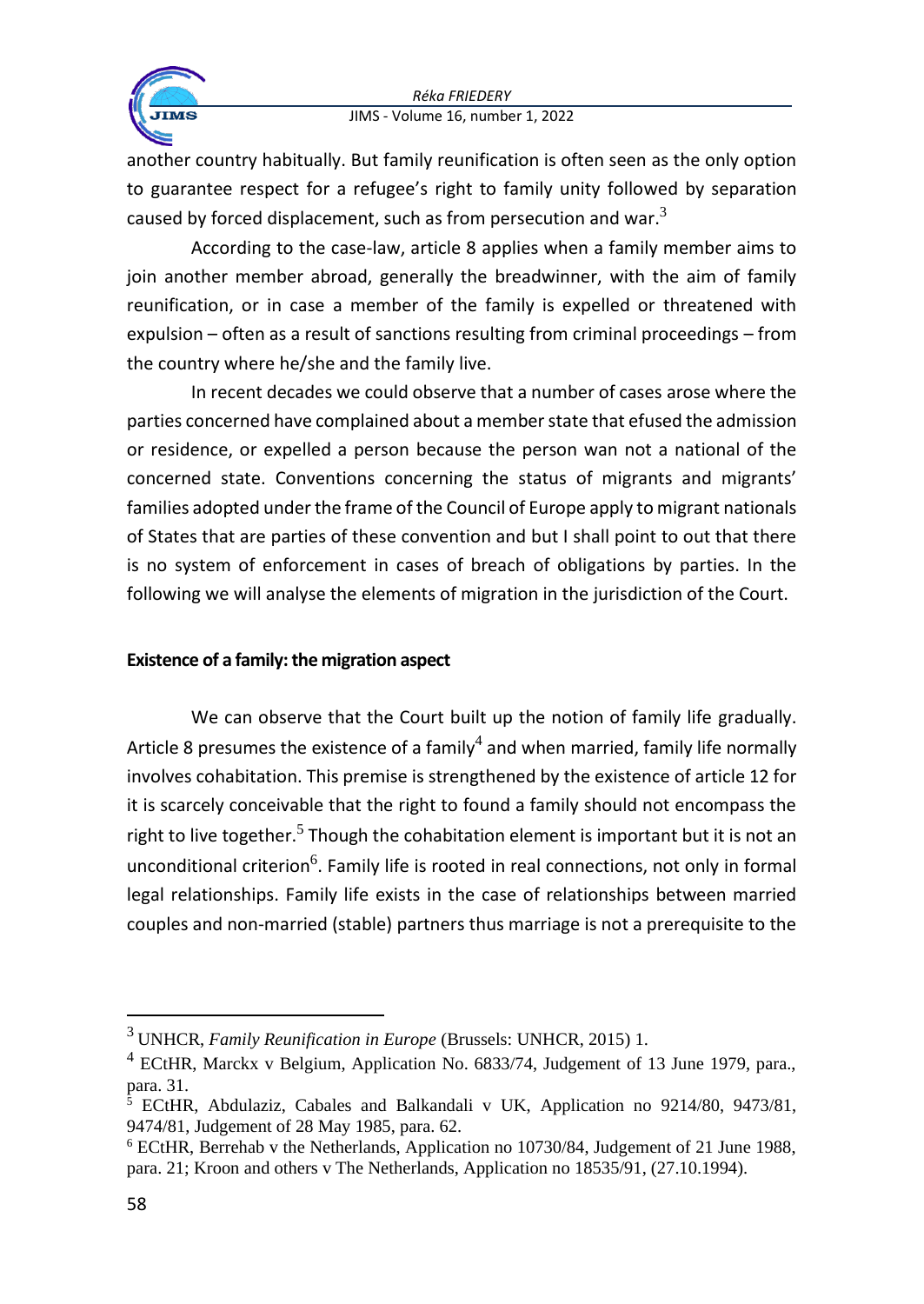another country habitually. But family reunification is often seen as the only option to guarantee respect for a refugee's right to family unity followed by separation caused by forced displacement, such as from persecution and war.[3]

According to the case-law, article 8 applies when a family member aims to join another member abroad, generally the breadwinner, with the aim of family reunification, or in case a member of the family is expelled or threatened with expulsion – often as a result of sanctions resulting from criminal proceedings – from the country where he/she and the family live.

In recent decades we could observe that a number of cases arose where the parties concerned have complained about a member state that efused the admission or residence, or expelled a person because the person wan not a national of the concerned state. Conventions concerning the status of migrants and migrants' families adopted under the frame of the Council of Europe apply to migrant nationals of States that are parties of these convention and but I shall point to out that there is no system of enforcement in cases of breach of obligations by parties. In the following we will analyse the elements of migration in the jurisdiction of the Court.

**Existence of a family: the migration aspect**

We can observe that the Court built up the notion of family life gradually. Article 8 presumes the existence of a family[4] and when married, family life normally involves cohabitation. This premise is strengthened by the existence of article 12 for it is scarcely conceivable that the right to found a family should not encompass the right to live together.[5] Though the cohabitation element is important but it is not an unconditional criterion[6]. Family life is rooted in real connections, not only in formal legal relationships. Family life exists in the case of relationships between married couples and non-married (stable) partners thus marriage is not a prerequisite to the

---

[3] UNHCR, *Family Reunification in Europe* (Brussels: UNHCR, 2015) 1.

[4] ECtHR, Marckx v Belgium, Application No. 6833/74, Judgement of 13 June 1979, para., para. 31.

[5] ECtHR, Abdulaziz, Cabales and Balkandali v UK, Application no 9214/80, 9473/81, 9474/81, Judgement of 28 May 1985, para. 62.

[6] ECtHR, Berrehab v the Netherlands, Application no 10730/84, Judgement of 21 June 1988, para. 21; Kroon and others v The Netherlands, Application no 18535/91, (27.10.1994).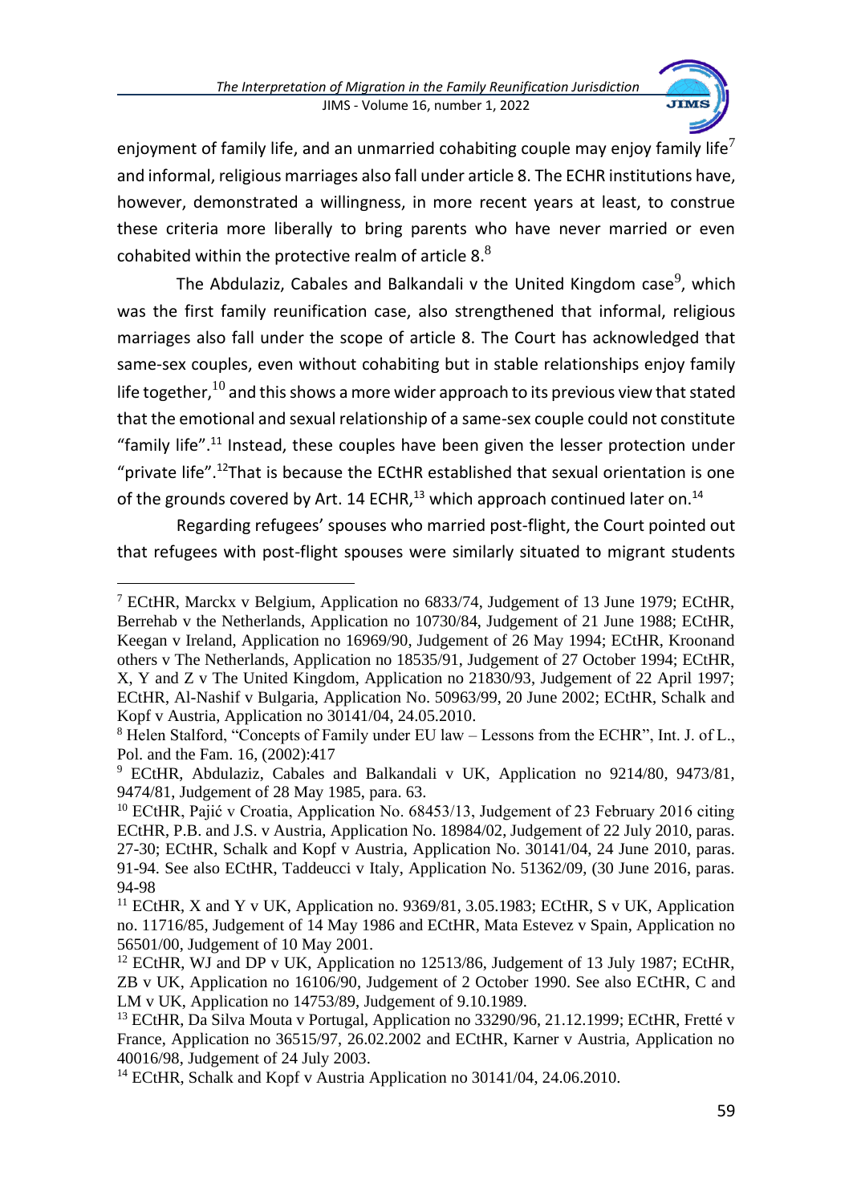enjoyment of family life, and an unmarried cohabiting couple may enjoy family life[7] and informal, religious marriages also fall under article 8. The ECHR institutions have, however, demonstrated a willingness, in more recent years at least, to construe these criteria more liberally to bring parents who have never married or even cohabited within the protective realm of article 8.[8]

The Abdulaziz, Cabales and Balkandali v the United Kingdom case[9], which was the first family reunification case, also strengthened that informal, religious marriages also fall under the scope of article 8. The Court has acknowledged that same-sex couples, even without cohabiting but in stable relationships enjoy family life together,[10] and this shows a more wider approach to its previous view that stated that the emotional and sexual relationship of a same-sex couple could not constitute "family life".[11] Instead, these couples have been given the lesser protection under "private life".[12]That is because the ECtHR established that sexual orientation is one of the grounds covered by Art. 14 ECHR,[13] which approach continued later on.[14]

Regarding refugees' spouses who married post-flight, the Court pointed out that refugees with post-flight spouses were similarly situated to migrant students

---

[7] ECtHR, Marckx v Belgium, Application no 6833/74, Judgement of 13 June 1979; ECtHR, Berrehab v the Netherlands, Application no 10730/84, Judgement of 21 June 1988; ECtHR, Keegan v Ireland, Application no 16969/90, Judgement of 26 May 1994; ECtHR, Kroonand others v The Netherlands, Application no 18535/91, Judgement of 27 October 1994; ECtHR, X, Y and Z v The United Kingdom, Application no 21830/93, Judgement of 22 April 1997; ECtHR, Al-Nashif v Bulgaria, Application No. 50963/99, 20 June 2002; ECtHR, Schalk and Kopf v Austria, Application no 30141/04, 24.05.2010.

[8] Helen Stalford, "Concepts of Family under EU law – Lessons from the ECHR", Int. J. of L., Pol. and the Fam. 16, (2002):417

[9] ECtHR, Abdulaziz, Cabales and Balkandali v UK, Application no 9214/80, 9473/81, 9474/81, Judgement of 28 May 1985, para. 63.

[10] ECtHR, Pajić v Croatia, Application No. 68453/13, Judgement of 23 February 2016 citing ECtHR, P.B. and J.S. v Austria, Application No. 18984/02, Judgement of 22 July 2010, paras. 27-30; ECtHR, Schalk and Kopf v Austria, Application No. 30141/04, 24 June 2010, paras. 91-94. See also ECtHR, Taddeucci v Italy, Application No. 51362/09, (30 June 2016, paras. 94-98

[11] ECtHR, X and Y v UK, Application no. 9369/81, 3.05.1983; ECtHR, S v UK, Application no. 11716/85, Judgement of 14 May 1986 and ECtHR, Mata Estevez v Spain, Application no 56501/00, Judgement of 10 May 2001.

[12] ECtHR, WJ and DP v UK, Application no 12513/86, Judgement of 13 July 1987; ECtHR, ZB v UK, Application no 16106/90, Judgement of 2 October 1990. See also ECtHR, C and LM v UK, Application no 14753/89, Judgement of 9.10.1989.

[13] ECtHR, Da Silva Mouta v Portugal, Application no 33290/96, 21.12.1999; ECtHR, Fretté v France, Application no 36515/97, 26.02.2002 and ECtHR, Karner v Austria, Application no 40016/98, Judgement of 24 July 2003.

[14] ECtHR, Schalk and Kopf v Austria Application no 30141/04, 24.06.2010.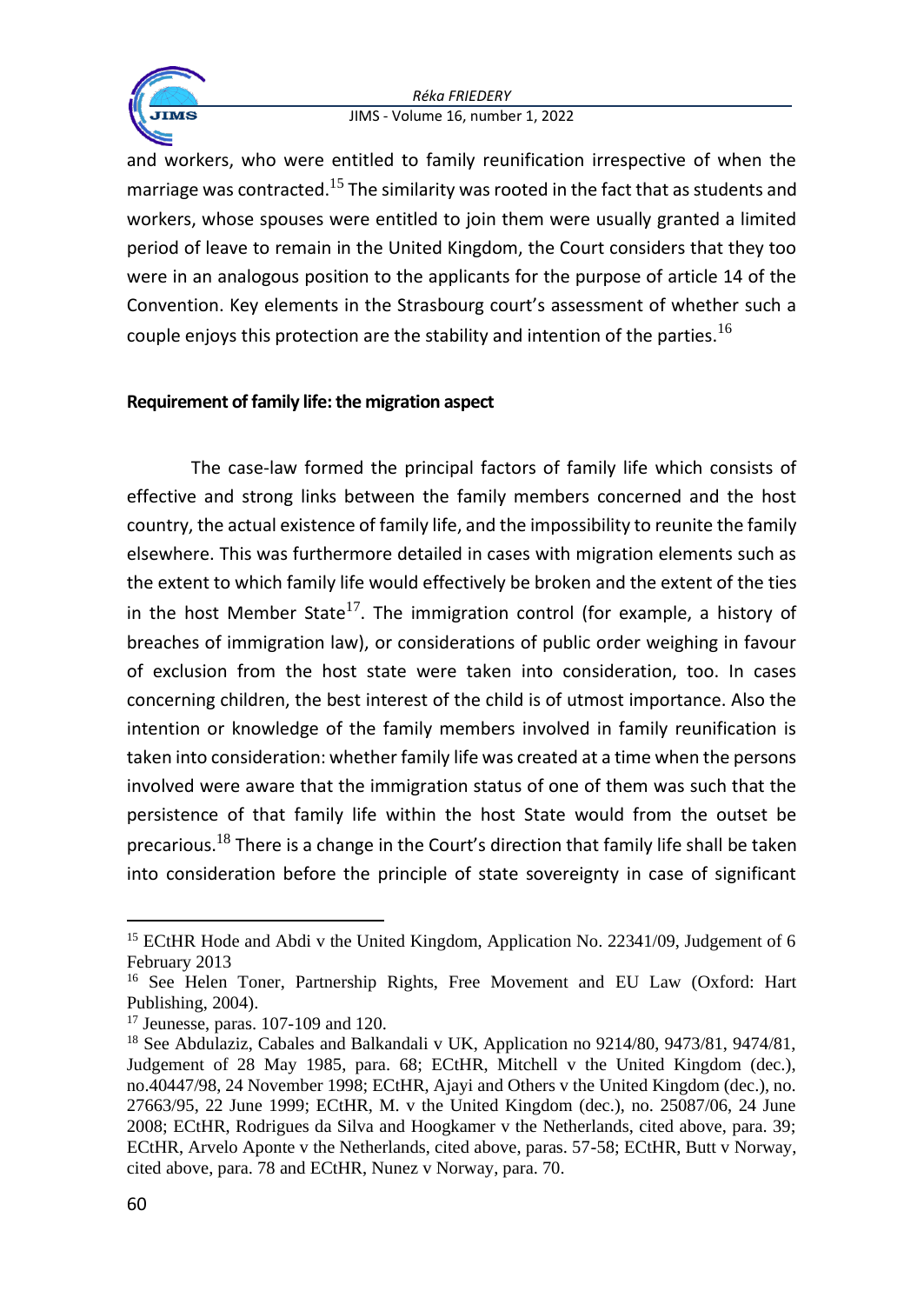and workers, who were entitled to family reunification irrespective of when the marriage was contracted.[15] The similarity was rooted in the fact that as students and workers, whose spouses were entitled to join them were usually granted a limited period of leave to remain in the United Kingdom, the Court considers that they too were in an analogous position to the applicants for the purpose of article 14 of the Convention. Key elements in the Strasbourg court's assessment of whether such a couple enjoys this protection are the stability and intention of the parties.[16]

**Requirement of family life: the migration aspect**

The case-law formed the principal factors of family life which consists of effective and strong links between the family members concerned and the host country, the actual existence of family life, and the impossibility to reunite the family elsewhere. This was furthermore detailed in cases with migration elements such as the extent to which family life would effectively be broken and the extent of the ties in the host Member State[17]. The immigration control (for example, a history of breaches of immigration law), or considerations of public order weighing in favour of exclusion from the host state were taken into consideration, too. In cases concerning children, the best interest of the child is of utmost importance. Also the intention or knowledge of the family members involved in family reunification is taken into consideration: whether family life was created at a time when the persons involved were aware that the immigration status of one of them was such that the persistence of that family life within the host State would from the outset be precarious.[18] There is a change in the Court's direction that family life shall be taken into consideration before the principle of state sovereignty in case of significant

---

[15] ECtHR Hode and Abdi v the United Kingdom, Application No. 22341/09, Judgement of 6 February 2013

[16] See Helen Toner, Partnership Rights, Free Movement and EU Law (Oxford: Hart Publishing, 2004).

[17] Jeunesse, paras. 107-109 and 120.

[18] See Abdulaziz, Cabales and Balkandali v UK, Application no 9214/80, 9473/81, 9474/81, Judgement of 28 May 1985, para. 68; ECtHR, Mitchell v the United Kingdom (dec.), no.40447/98, 24 November 1998; ECtHR, Ajayi and Others v the United Kingdom (dec.), no. 27663/95, 22 June 1999; ECtHR, M. v the United Kingdom (dec.), no. 25087/06, 24 June 2008; ECtHR, Rodrigues da Silva and Hoogkamer v the Netherlands, cited above, para. 39; ECtHR, Arvelo Aponte v the Netherlands, cited above, paras. 57-58; ECtHR, Butt v Norway, cited above, para. 78 and ECtHR, Nunez v Norway, para. 70.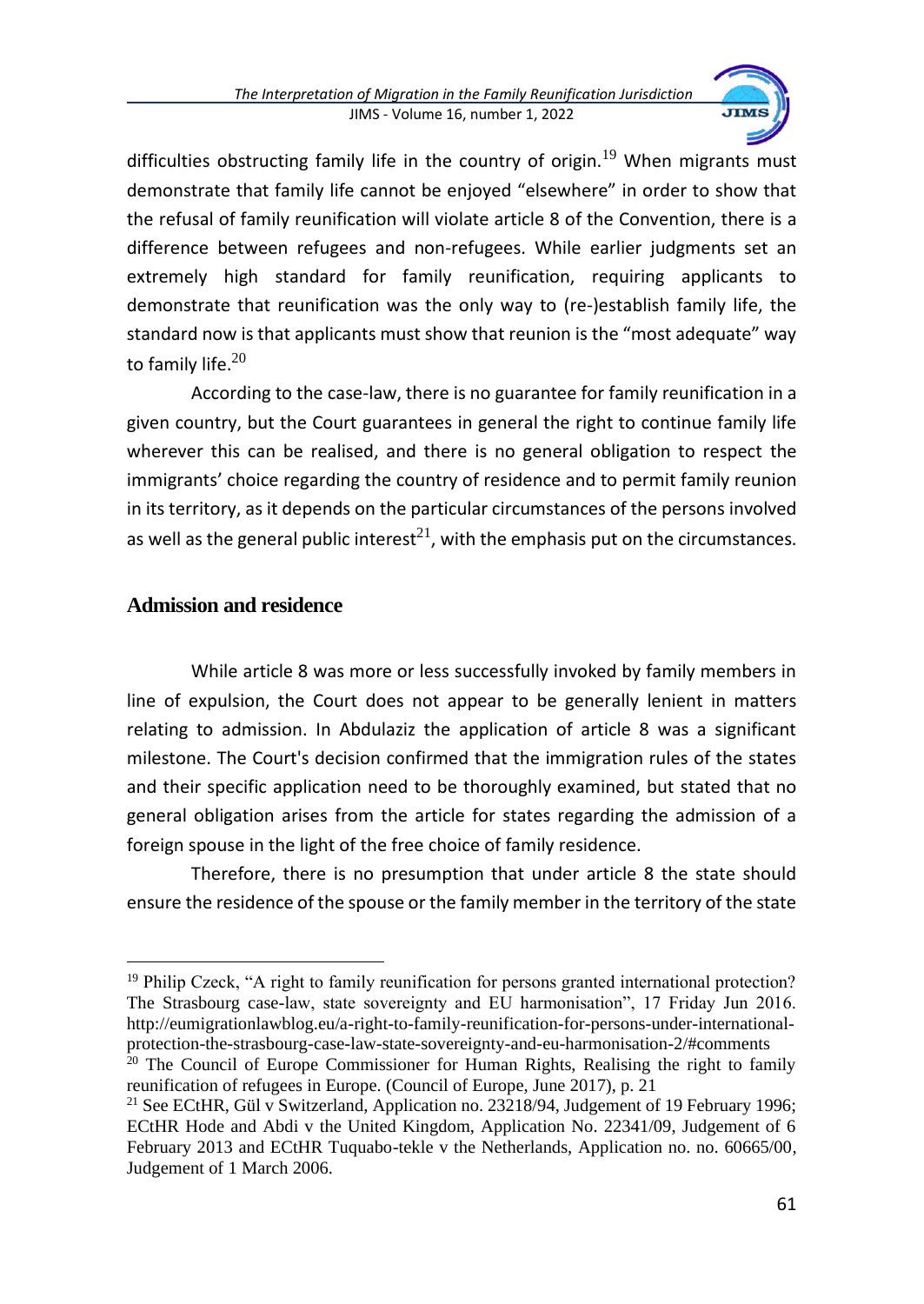difficulties obstructing family life in the country of origin.[19] When migrants must demonstrate that family life cannot be enjoyed "elsewhere" in order to show that the refusal of family reunification will violate article 8 of the Convention, there is a difference between refugees and non-refugees. While earlier judgments set an extremely high standard for family reunification, requiring applicants to demonstrate that reunification was the only way to (re-)establish family life, the standard now is that applicants must show that reunion is the "most adequate" way to family life.[20]

According to the case-law, there is no guarantee for family reunification in a given country, but the Court guarantees in general the right to continue family life wherever this can be realised, and there is no general obligation to respect the immigrants' choice regarding the country of residence and to permit family reunion in its territory, as it depends on the particular circumstances of the persons involved as well as the general public interest[21], with the emphasis put on the circumstances.

## Admission and residence

While article 8 was more or less successfully invoked by family members in line of expulsion, the Court does not appear to be generally lenient in matters relating to admission. In Abdulaziz the application of article 8 was a significant milestone. The Court's decision confirmed that the immigration rules of the states and their specific application need to be thoroughly examined, but stated that no general obligation arises from the article for states regarding the admission of a foreign spouse in the light of the free choice of family residence.

Therefore, there is no presumption that under article 8 the state should ensure the residence of the spouse or the family member in the territory of the state

---

[19] Philip Czeck, "A right to family reunification for persons granted international protection? The Strasbourg case-law, state sovereignty and EU harmonisation", 17 Friday Jun 2016. http://eumigrationlawblog.eu/a-right-to-family-reunification-for-persons-under-international-protection-the-strasbourg-case-law-state-sovereignty-and-eu-harmonisation-2/#comments

[20] The Council of Europe Commissioner for Human Rights, Realising the right to family reunification of refugees in Europe. (Council of Europe, June 2017), p. 21

[21] See ECtHR, Gül v Switzerland, Application no. 23218/94, Judgement of 19 February 1996; ECtHR Hode and Abdi v the United Kingdom, Application No. 22341/09, Judgement of 6 February 2013 and ECtHR Tuquabo-tekle v the Netherlands, Application no. no. 60665/00, Judgement of 1 March 2006.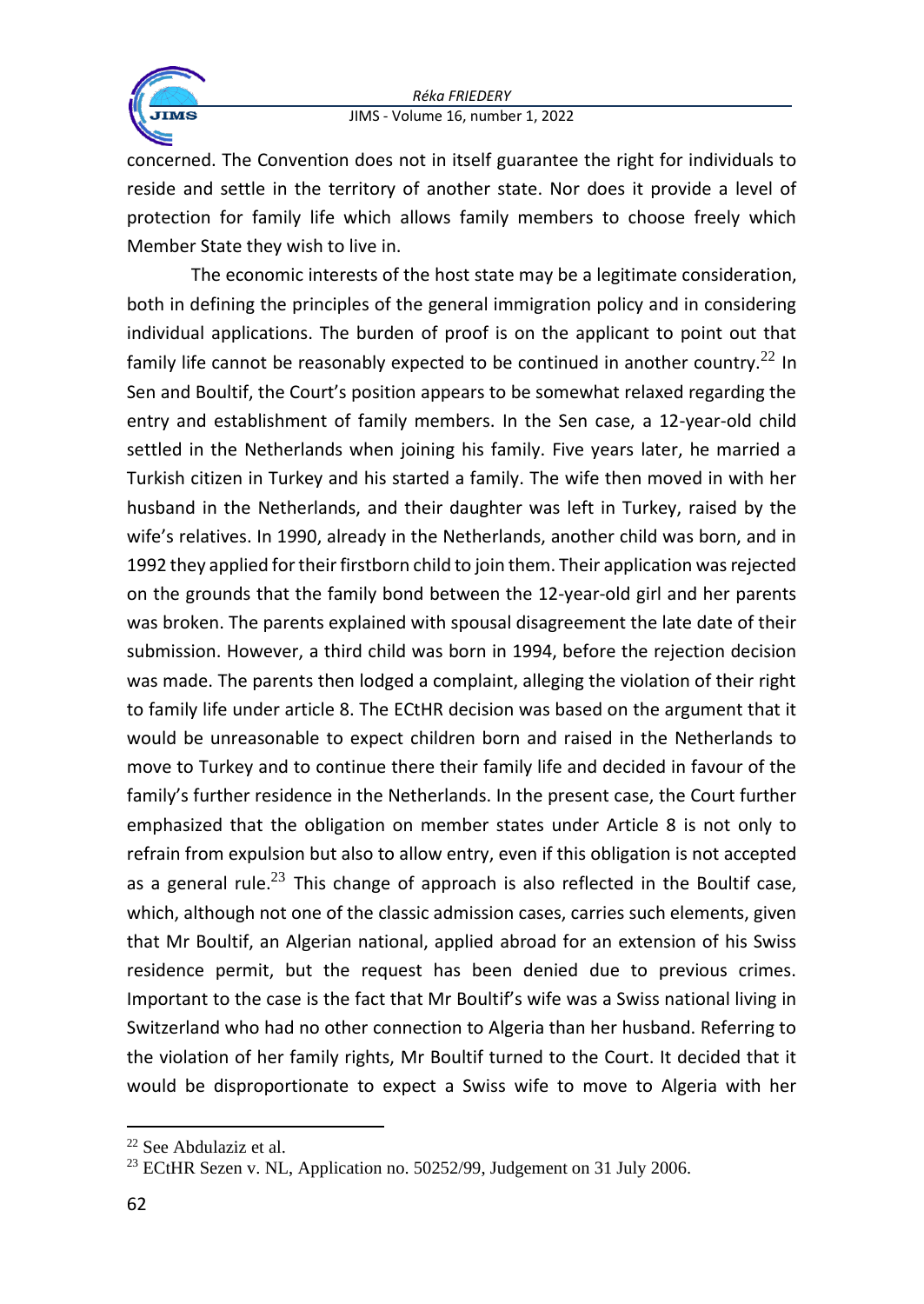concerned. The Convention does not in itself guarantee the right for individuals to reside and settle in the territory of another state. Nor does it provide a level of protection for family life which allows family members to choose freely which Member State they wish to live in.

The economic interests of the host state may be a legitimate consideration, both in defining the principles of the general immigration policy and in considering individual applications. The burden of proof is on the applicant to point out that family life cannot be reasonably expected to be continued in another country.[22] In Sen and Boultif, the Court's position appears to be somewhat relaxed regarding the entry and establishment of family members. In the Sen case, a 12-year-old child settled in the Netherlands when joining his family. Five years later, he married a Turkish citizen in Turkey and his started a family. The wife then moved in with her husband in the Netherlands, and their daughter was left in Turkey, raised by the wife's relatives. In 1990, already in the Netherlands, another child was born, and in 1992 they applied for their firstborn child to join them. Their application was rejected on the grounds that the family bond between the 12-year-old girl and her parents was broken. The parents explained with spousal disagreement the late date of their submission. However, a third child was born in 1994, before the rejection decision was made. The parents then lodged a complaint, alleging the violation of their right to family life under article 8. The ECtHR decision was based on the argument that it would be unreasonable to expect children born and raised in the Netherlands to move to Turkey and to continue there their family life and decided in favour of the family's further residence in the Netherlands. In the present case, the Court further emphasized that the obligation on member states under Article 8 is not only to refrain from expulsion but also to allow entry, even if this obligation is not accepted as a general rule.[23] This change of approach is also reflected in the Boultif case, which, although not one of the classic admission cases, carries such elements, given that Mr Boultif, an Algerian national, applied abroad for an extension of his Swiss residence permit, but the request has been denied due to previous crimes. Important to the case is the fact that Mr Boultif's wife was a Swiss national living in Switzerland who had no other connection to Algeria than her husband. Referring to the violation of her family rights, Mr Boultif turned to the Court. It decided that it would be disproportionate to expect a Swiss wife to move to Algeria with her

[22] See Abdulaziz et al.

[23] ECtHR Sezen v. NL, Application no. 50252/99, Judgement on 31 July 2006.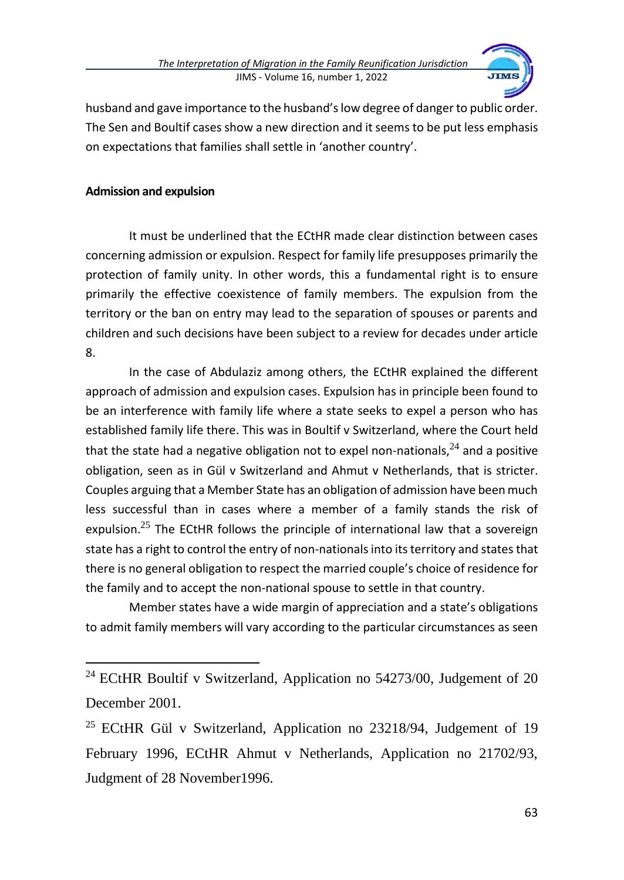husband and gave importance to the husband's low degree of danger to public order. The Sen and Boultif cases show a new direction and it seems to be put less emphasis on expectations that families shall settle in 'another country'.

**Admission and expulsion**

It must be underlined that the ECtHR made clear distinction between cases concerning admission or expulsion. Respect for family life presupposes primarily the protection of family unity. In other words, this a fundamental right is to ensure primarily the effective coexistence of family members. The expulsion from the territory or the ban on entry may lead to the separation of spouses or parents and children and such decisions have been subject to a review for decades under article 8.

In the case of Abdulaziz among others, the ECtHR explained the different approach of admission and expulsion cases. Expulsion has in principle been found to be an interference with family life where a state seeks to expel a person who has established family life there. This was in Boultif v Switzerland, where the Court held that the state had a negative obligation not to expel non-nationals,[24] and a positive obligation, seen as in Gül v Switzerland and Ahmut v Netherlands, that is stricter. Couples arguing that a Member State has an obligation of admission have been much less successful than in cases where a member of a family stands the risk of expulsion.[25] The ECtHR follows the principle of international law that a sovereign state has a right to control the entry of non-nationals into its territory and states that there is no general obligation to respect the married couple's choice of residence for the family and to accept the non-national spouse to settle in that country.

Member states have a wide margin of appreciation and a state's obligations to admit family members will vary according to the particular circumstances as seen

---

[24] ECtHR Boultif v Switzerland, Application no 54273/00, Judgement of 20 December 2001.

[25] ECtHR Gül v Switzerland, Application no 23218/94, Judgement of 19 February 1996, ECtHR Ahmut v Netherlands, Application no 21702/93, Judgment of 28 November1996.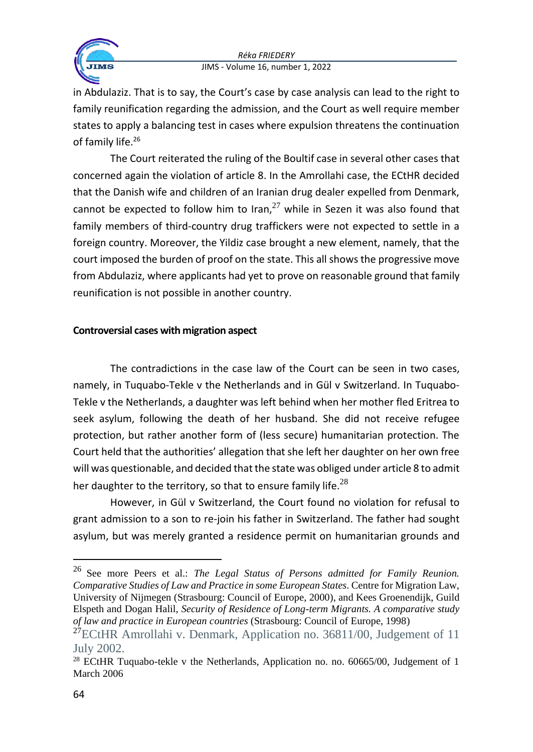in Abdulaziz. That is to say, the Court's case by case analysis can lead to the right to family reunification regarding the admission, and the Court as well require member states to apply a balancing test in cases where expulsion threatens the continuation of family life.[26]

The Court reiterated the ruling of the Boultif case in several other cases that concerned again the violation of article 8. In the Amrollahi case, the ECtHR decided that the Danish wife and children of an Iranian drug dealer expelled from Denmark, cannot be expected to follow him to Iran,[27] while in Sezen it was also found that family members of third-country drug traffickers were not expected to settle in a foreign country. Moreover, the Yildiz case brought a new element, namely, that the court imposed the burden of proof on the state. This all shows the progressive move from Abdulaziz, where applicants had yet to prove on reasonable ground that family reunification is not possible in another country.

**Controversial cases with migration aspect**

The contradictions in the case law of the Court can be seen in two cases, namely, in Tuquabo-Tekle v the Netherlands and in Gül v Switzerland. In Tuquabo-Tekle v the Netherlands, a daughter was left behind when her mother fled Eritrea to seek asylum, following the death of her husband. She did not receive refugee protection, but rather another form of (less secure) humanitarian protection. The Court held that the authorities' allegation that she left her daughter on her own free will was questionable, and decided that the state was obliged under article 8 to admit her daughter to the territory, so that to ensure family life.[28]

However, in Gül v Switzerland, the Court found no violation for refusal to grant admission to a son to re-join his father in Switzerland. The father had sought asylum, but was merely granted a residence permit on humanitarian grounds and

---

[26] See more Peers et al.: *The Legal Status of Persons admitted for Family Reunion. Comparative Studies of Law and Practice in some European States*. Centre for Migration Law, University of Nijmegen (Strasbourg: Council of Europe, 2000), and Kees Groenendijk, Guild Elspeth and Dogan Halil, *Security of Residence of Long-term Migrants. A comparative study of law and practice in European countries* (Strasbourg: Council of Europe, 1998)

[27] ECtHR Amrollahi v. Denmark, Application no. 36811/00, Judgement of 11 July 2002.

[28] ECtHR Tuquabo-tekle v the Netherlands, Application no. no. 60665/00, Judgement of 1 March 2006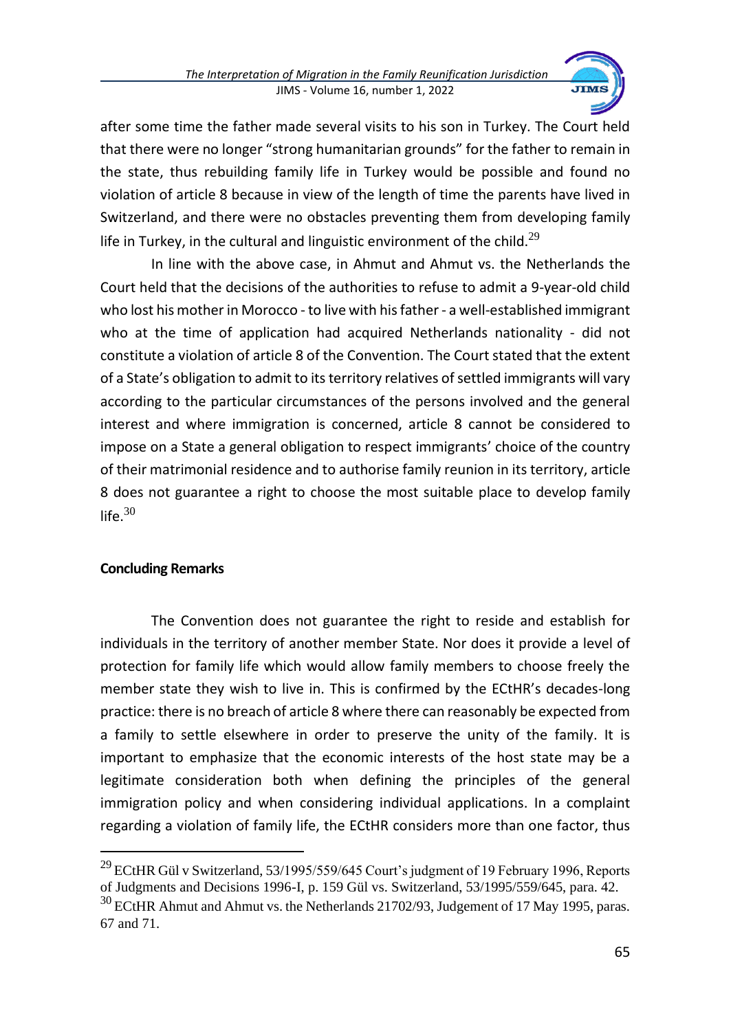after some time the father made several visits to his son in Turkey. The Court held that there were no longer "strong humanitarian grounds" for the father to remain in the state, thus rebuilding family life in Turkey would be possible and found no violation of article 8 because in view of the length of time the parents have lived in Switzerland, and there were no obstacles preventing them from developing family life in Turkey, in the cultural and linguistic environment of the child.[29]

In line with the above case, in Ahmut and Ahmut vs. the Netherlands the Court held that the decisions of the authorities to refuse to admit a 9-year-old child who lost his mother in Morocco - to live with his father - a well-established immigrant who at the time of application had acquired Netherlands nationality - did not constitute a violation of article 8 of the Convention. The Court stated that the extent of a State's obligation to admit to its territory relatives of settled immigrants will vary according to the particular circumstances of the persons involved and the general interest and where immigration is concerned, article 8 cannot be considered to impose on a State a general obligation to respect immigrants' choice of the country of their matrimonial residence and to authorise family reunion in its territory, article 8 does not guarantee a right to choose the most suitable place to develop family life.[30]

## Concluding Remarks

The Convention does not guarantee the right to reside and establish for individuals in the territory of another member State. Nor does it provide a level of protection for family life which would allow family members to choose freely the member state they wish to live in. This is confirmed by the ECtHR's decades-long practice: there is no breach of article 8 where there can reasonably be expected from a family to settle elsewhere in order to preserve the unity of the family. It is important to emphasize that the economic interests of the host state may be a legitimate consideration both when defining the principles of the general immigration policy and when considering individual applications. In a complaint regarding a violation of family life, the ECtHR considers more than one factor, thus

---

[29] ECtHR Gül v Switzerland, 53/1995/559/645 Court's judgment of 19 February 1996, Reports of Judgments and Decisions 1996-I, p. 159 Gül vs. Switzerland, 53/1995/559/645, para. 42.

[30] ECtHR Ahmut and Ahmut vs. the Netherlands 21702/93, Judgement of 17 May 1995, paras. 67 and 71.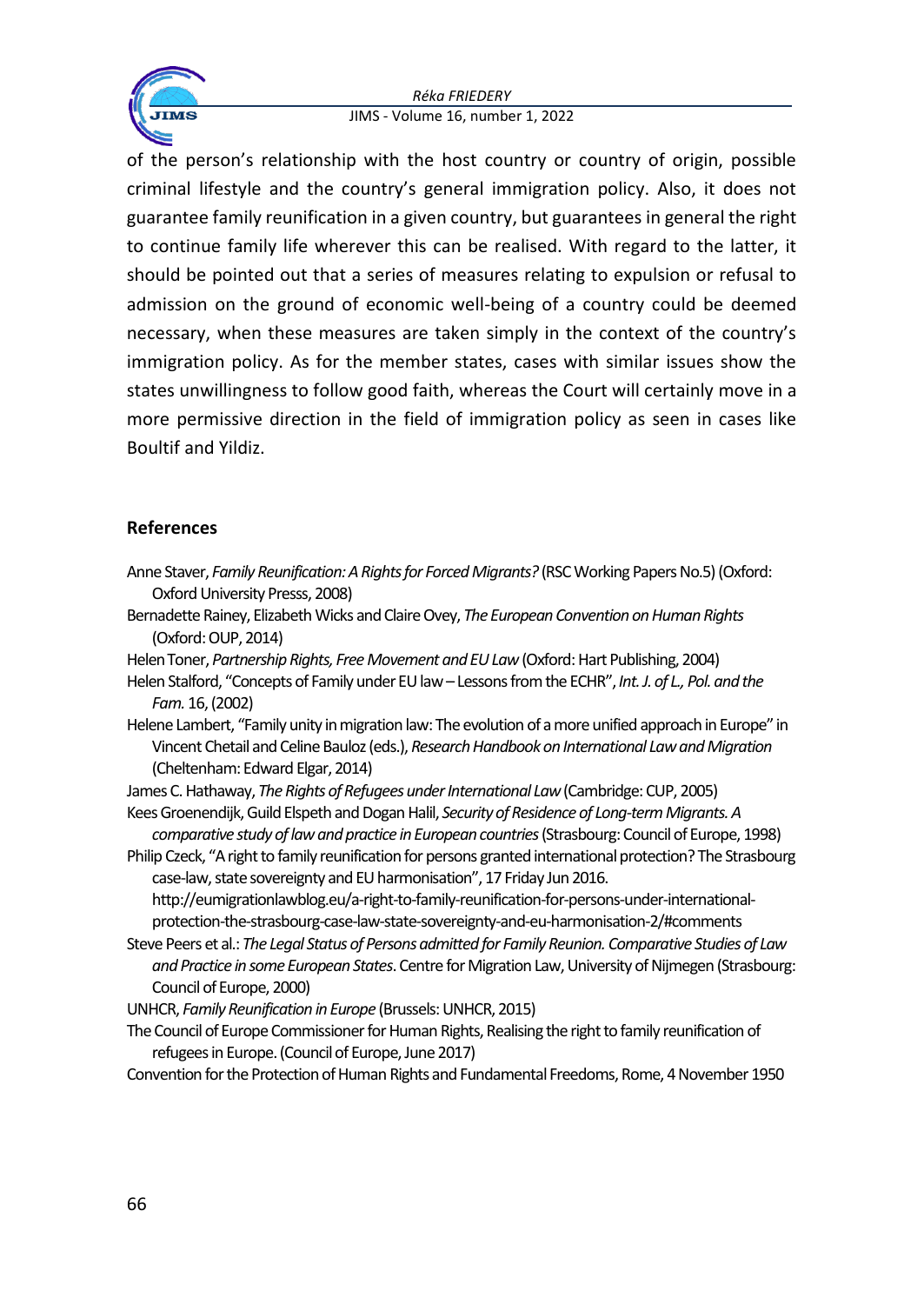of the person's relationship with the host country or country of origin, possible criminal lifestyle and the country's general immigration policy. Also, it does not guarantee family reunification in a given country, but guarantees in general the right to continue family life wherever this can be realised. With regard to the latter, it should be pointed out that a series of measures relating to expulsion or refusal to admission on the ground of economic well-being of a country could be deemed necessary, when these measures are taken simply in the context of the country's immigration policy. As for the member states, cases with similar issues show the states unwillingness to follow good faith, whereas the Court will certainly move in a more permissive direction in the field of immigration policy as seen in cases like Boultif and Yildiz.

## References

Anne Staver, *Family Reunification: A Rights for Forced Migrants?* (RSC Working Papers No.5) (Oxford: Oxford University Presss, 2008)

Bernadette Rainey, Elizabeth Wicks and Claire Ovey, *The European Convention on Human Rights* (Oxford: OUP, 2014)

Helen Toner, *Partnership Rights, Free Movement and EU Law* (Oxford: Hart Publishing, 2004)

Helen Stalford, "Concepts of Family under EU law – Lessons from the ECHR", *Int. J. of L., Pol. and the Fam.* 16, (2002)

Helene Lambert, "Family unity in migration law: The evolution of a more unified approach in Europe" in Vincent Chetail and Celine Bauloz (eds.), *Research Handbook on International Law and Migration* (Cheltenham: Edward Elgar, 2014)

James C. Hathaway, *The Rights of Refugees under International Law* (Cambridge: CUP, 2005)

Kees Groenendijk, Guild Elspeth and Dogan Halil, *Security of Residence of Long-term Migrants. A comparative study of law and practice in European countries* (Strasbourg: Council of Europe, 1998)

Philip Czeck, "A right to family reunification for persons granted international protection? The Strasbourg case-law, state sovereignty and EU harmonisation", 17 Friday Jun 2016. http://eumigrationlawblog.eu/a-right-to-family-reunification-for-persons-under-international-protection-the-strasbourg-case-law-state-sovereignty-and-eu-harmonisation-2/#comments

Steve Peers et al.: *The Legal Status of Persons admitted for Family Reunion. Comparative Studies of Law and Practice in some European States*. Centre for Migration Law, University of Nijmegen (Strasbourg: Council of Europe, 2000)

UNHCR, *Family Reunification in Europe* (Brussels: UNHCR, 2015)

The Council of Europe Commissioner for Human Rights, Realising the right to family reunification of refugees in Europe. (Council of Europe, June 2017)

Convention for the Protection of Human Rights and Fundamental Freedoms, Rome, 4 November 1950